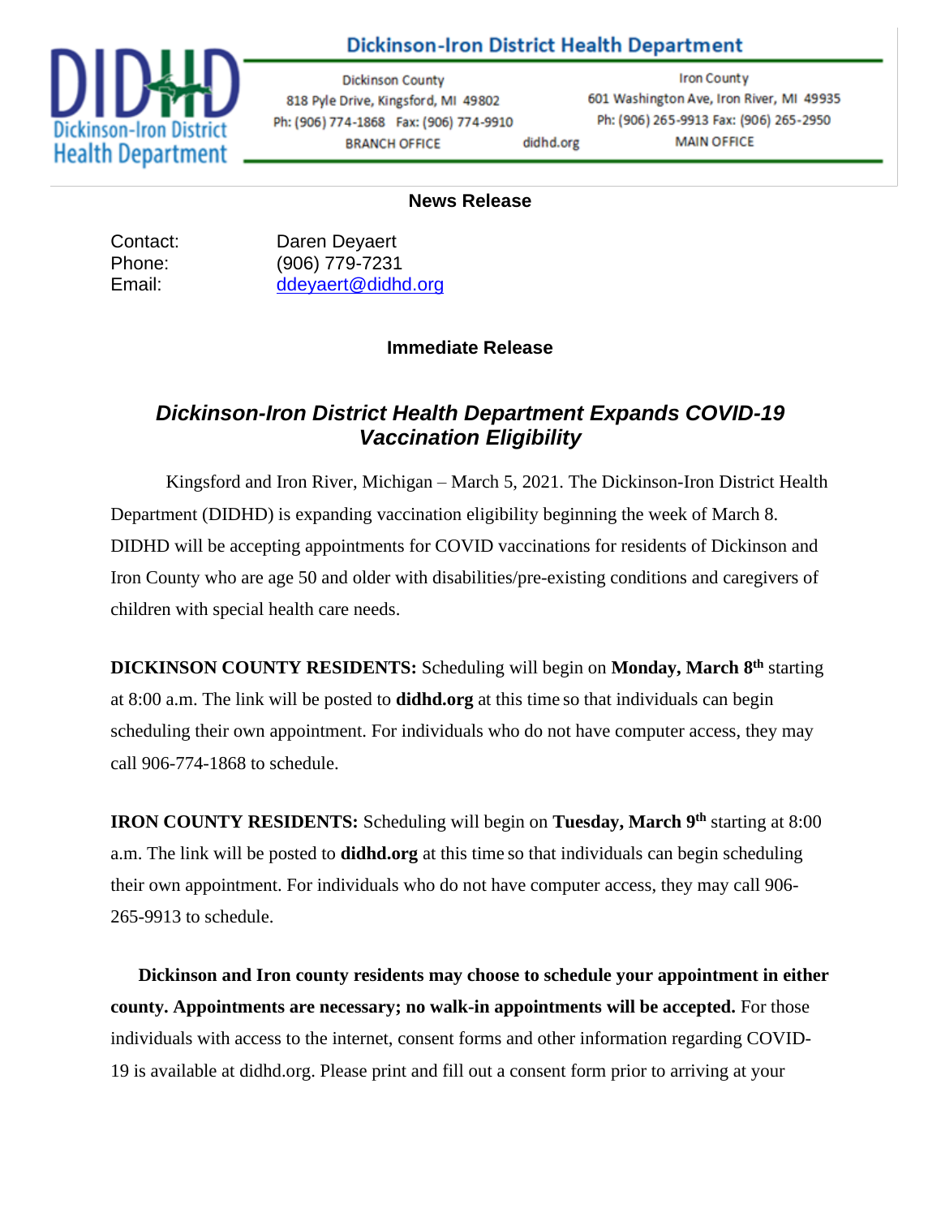Dickinson-Iron District Health Department

Dickinson County
818 Pyle Drive, Kingsford, MI 49802
Ph: (906) 774-1868 Fax: (906) 774-9910
BRANCH OFFICE

didhd.org

Iron County
601 Washington Ave, Iron River, MI 49935
Ph: (906) 265-9913 Fax: (906) 265-2950
MAIN OFFICE

**News Release**

Contact: Daren Deyaert
Phone: (906) 779-7231
Email: ddeyaert@didhd.org

**Immediate Release**

## *Dickinson-Iron District Health Department Expands COVID-19 Vaccination Eligibility*

Kingsford and Iron River, Michigan – March 5, 2021. The Dickinson-Iron District Health Department (DIDHD) is expanding vaccination eligibility beginning the week of March 8. DIDHD will be accepting appointments for COVID vaccinations for residents of Dickinson and Iron County who are age 50 and older with disabilities/pre-existing conditions and caregivers of children with special health care needs.

**DICKINSON COUNTY RESIDENTS:** Scheduling will begin on **Monday, March 8th** starting at 8:00 a.m. The link will be posted to **didhd.org** at this time so that individuals can begin scheduling their own appointment. For individuals who do not have computer access, they may call 906-774-1868 to schedule.

**IRON COUNTY RESIDENTS:** Scheduling will begin on **Tuesday, March 9th** starting at 8:00 a.m. The link will be posted to **didhd.org** at this time so that individuals can begin scheduling their own appointment. For individuals who do not have computer access, they may call 906-265-9913 to schedule.

**Dickinson and Iron county residents may choose to schedule your appointment in either county. Appointments are necessary; no walk-in appointments will be accepted.** For those individuals with access to the internet, consent forms and other information regarding COVID-19 is available at didhd.org. Please print and fill out a consent form prior to arriving at your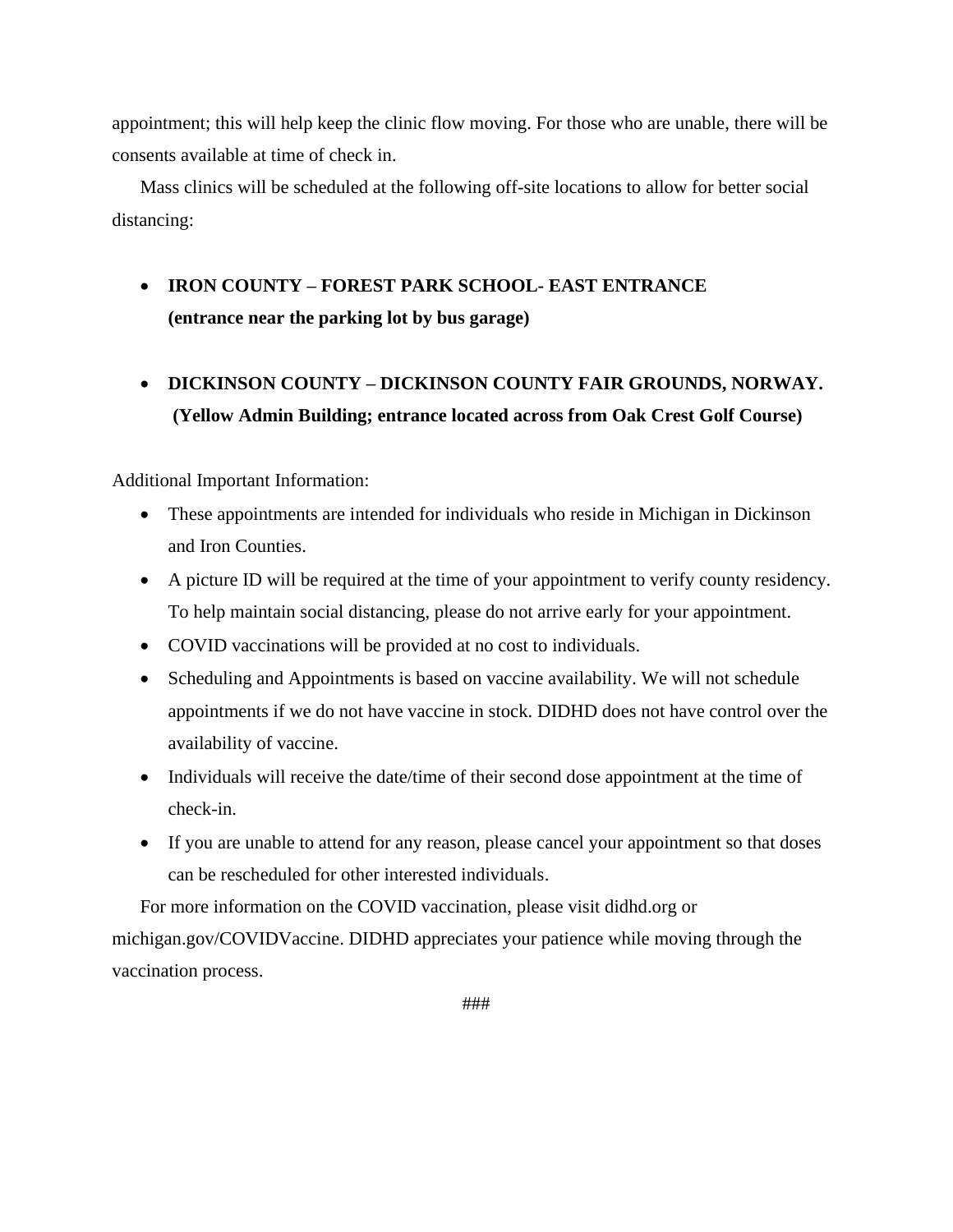appointment; this will help keep the clinic flow moving. For those who are unable, there will be consents available at time of check in.

Mass clinics will be scheduled at the following off-site locations to allow for better social distancing:

- **IRON COUNTY – FOREST PARK SCHOOL- EAST ENTRANCE (entrance near the parking lot by bus garage)**

- **DICKINSON COUNTY – DICKINSON COUNTY FAIR GROUNDS, NORWAY. (Yellow Admin Building; entrance located across from Oak Crest Golf Course)**

Additional Important Information:

- These appointments are intended for individuals who reside in Michigan in Dickinson and Iron Counties.
- A picture ID will be required at the time of your appointment to verify county residency. To help maintain social distancing, please do not arrive early for your appointment.
- COVID vaccinations will be provided at no cost to individuals.
- Scheduling and Appointments is based on vaccine availability. We will not schedule appointments if we do not have vaccine in stock. DIDHD does not have control over the availability of vaccine.
- Individuals will receive the date/time of their second dose appointment at the time of check-in.
- If you are unable to attend for any reason, please cancel your appointment so that doses can be rescheduled for other interested individuals.

For more information on the COVID vaccination, please visit didhd.org or michigan.gov/COVIDVaccine. DIDHD appreciates your patience while moving through the vaccination process.

###